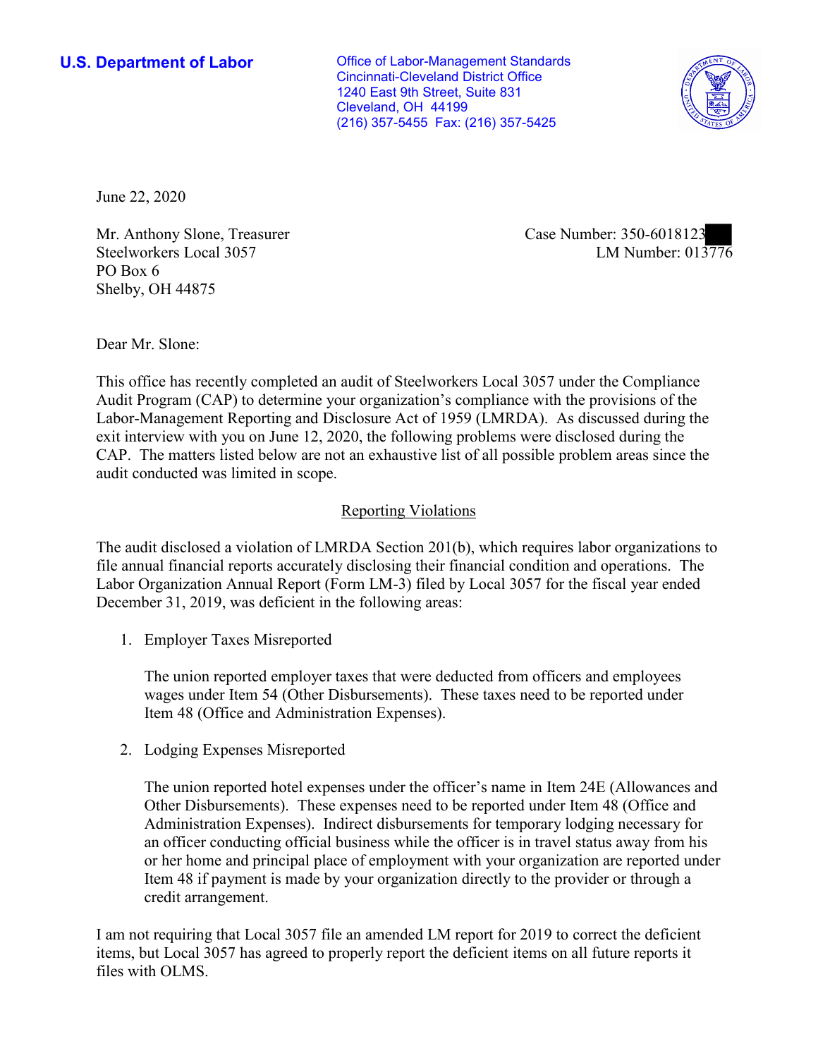**U.S. Department of Labor**

Office of Labor-Management Standards
Cincinnati-Cleveland District Office
1240 East 9th Street, Suite 831
Cleveland, OH 44199
(216) 357-5455 Fax: (216) 357-5425

June 22, 2020

Mr. Anthony Slone, Treasurer
Steelworkers Local 3057
PO Box 6
Shelby, OH 44875

Case Number: 350-6018123
LM Number: 013776

Dear Mr. Slone:

This office has recently completed an audit of Steelworkers Local 3057 under the Compliance Audit Program (CAP) to determine your organization's compliance with the provisions of the Labor-Management Reporting and Disclosure Act of 1959 (LMRDA). As discussed during the exit interview with you on June 12, 2020, the following problems were disclosed during the CAP. The matters listed below are not an exhaustive list of all possible problem areas since the audit conducted was limited in scope.

## Reporting Violations

The audit disclosed a violation of LMRDA Section 201(b), which requires labor organizations to file annual financial reports accurately disclosing their financial condition and operations. The Labor Organization Annual Report (Form LM-3) filed by Local 3057 for the fiscal year ended December 31, 2019, was deficient in the following areas:

1. Employer Taxes Misreported

   The union reported employer taxes that were deducted from officers and employees wages under Item 54 (Other Disbursements). These taxes need to be reported under Item 48 (Office and Administration Expenses).

2. Lodging Expenses Misreported

   The union reported hotel expenses under the officer's name in Item 24E (Allowances and Other Disbursements). These expenses need to be reported under Item 48 (Office and Administration Expenses). Indirect disbursements for temporary lodging necessary for an officer conducting official business while the officer is in travel status away from his or her home and principal place of employment with your organization are reported under Item 48 if payment is made by your organization directly to the provider or through a credit arrangement.

I am not requiring that Local 3057 file an amended LM report for 2019 to correct the deficient items, but Local 3057 has agreed to properly report the deficient items on all future reports it files with OLMS.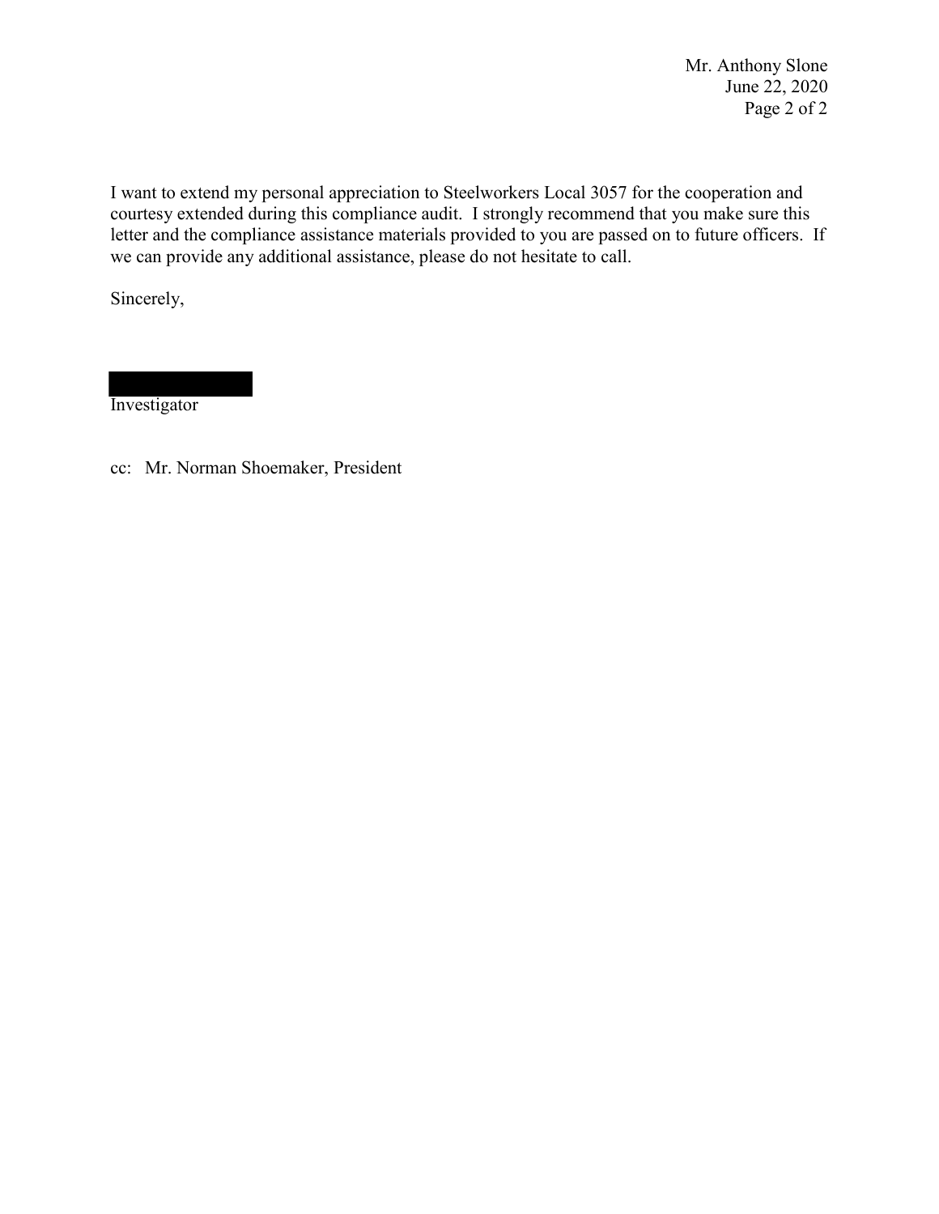I want to extend my personal appreciation to Steelworkers Local 3057 for the cooperation and courtesy extended during this compliance audit. I strongly recommend that you make sure this letter and the compliance assistance materials provided to you are passed on to future officers. If we can provide any additional assistance, please do not hesitate to call.

Sincerely,

Investigator

cc: Mr. Norman Shoemaker, President